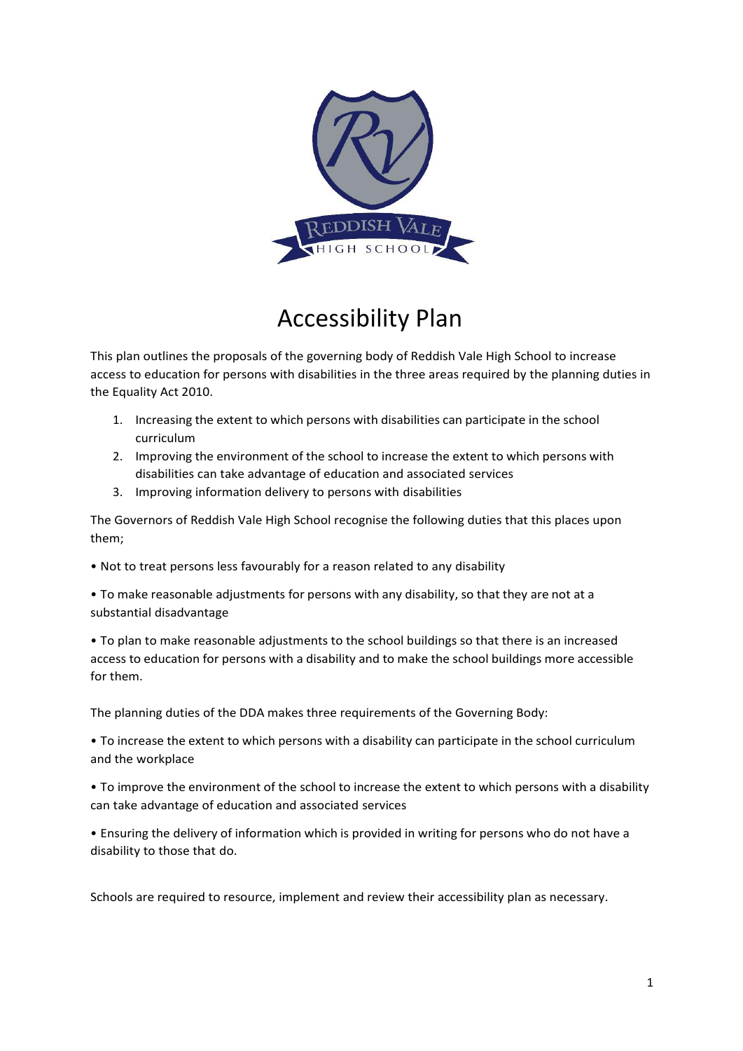# Accessibility Plan

This plan outlines the proposals of the governing body of Reddish Vale High School to increase access to education for persons with disabilities in the three areas required by the planning duties in the Equality Act 2010.

1. Increasing the extent to which persons with disabilities can participate in the school curriculum
2. Improving the environment of the school to increase the extent to which persons with disabilities can take advantage of education and associated services
3. Improving information delivery to persons with disabilities

The Governors of Reddish Vale High School recognise the following duties that this places upon them;

• Not to treat persons less favourably for a reason related to any disability

• To make reasonable adjustments for persons with any disability, so that they are not at a substantial disadvantage

• To plan to make reasonable adjustments to the school buildings so that there is an increased access to education for persons with a disability and to make the school buildings more accessible for them.

The planning duties of the DDA makes three requirements of the Governing Body:

• To increase the extent to which persons with a disability can participate in the school curriculum and the workplace

• To improve the environment of the school to increase the extent to which persons with a disability can take advantage of education and associated services

• Ensuring the delivery of information which is provided in writing for persons who do not have a disability to those that do.

Schools are required to resource, implement and review their accessibility plan as necessary.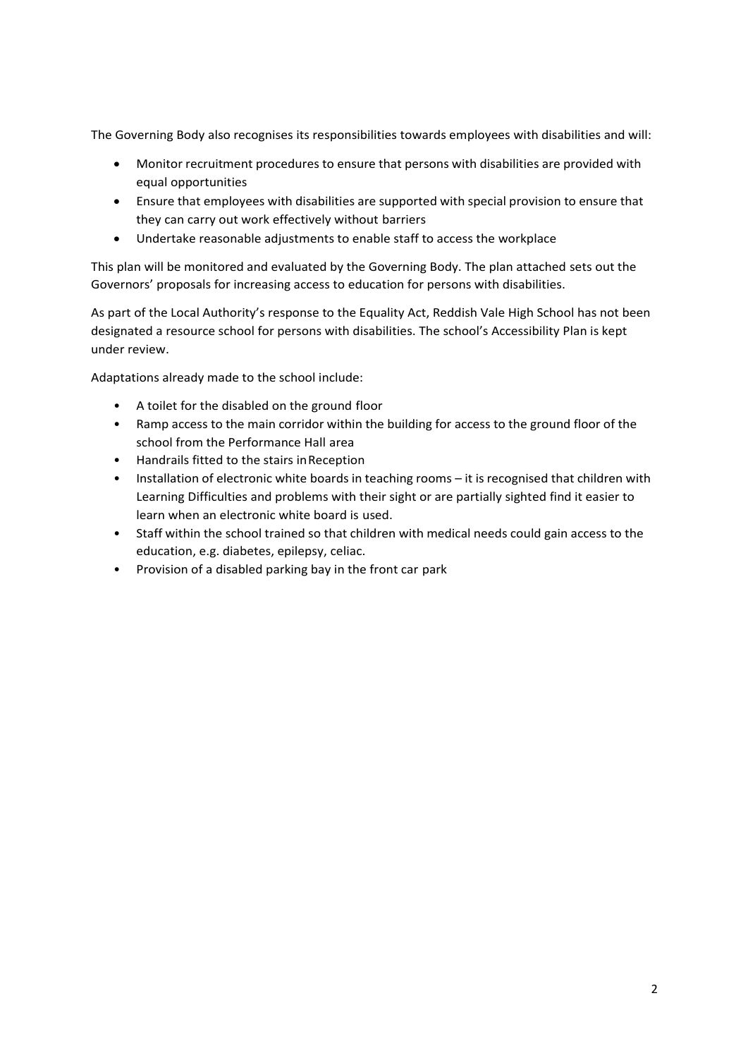The Governing Body also recognises its responsibilities towards employees with disabilities and will:

- Monitor recruitment procedures to ensure that persons with disabilities are provided with equal opportunities
- Ensure that employees with disabilities are supported with special provision to ensure that they can carry out work effectively without barriers
- Undertake reasonable adjustments to enable staff to access the workplace

This plan will be monitored and evaluated by the Governing Body. The plan attached sets out the Governors' proposals for increasing access to education for persons with disabilities.

As part of the Local Authority's response to the Equality Act, Reddish Vale High School has not been designated a resource school for persons with disabilities. The school's Accessibility Plan is kept under review.

Adaptations already made to the school include:

- A toilet for the disabled on the ground floor
- Ramp access to the main corridor within the building for access to the ground floor of the school from the Performance Hall area
- Handrails fitted to the stairs in Reception
- Installation of electronic white boards in teaching rooms – it is recognised that children with Learning Difficulties and problems with their sight or are partially sighted find it easier to learn when an electronic white board is used.
- Staff within the school trained so that children with medical needs could gain access to the education, e.g. diabetes, epilepsy, celiac.
- Provision of a disabled parking bay in the front car park